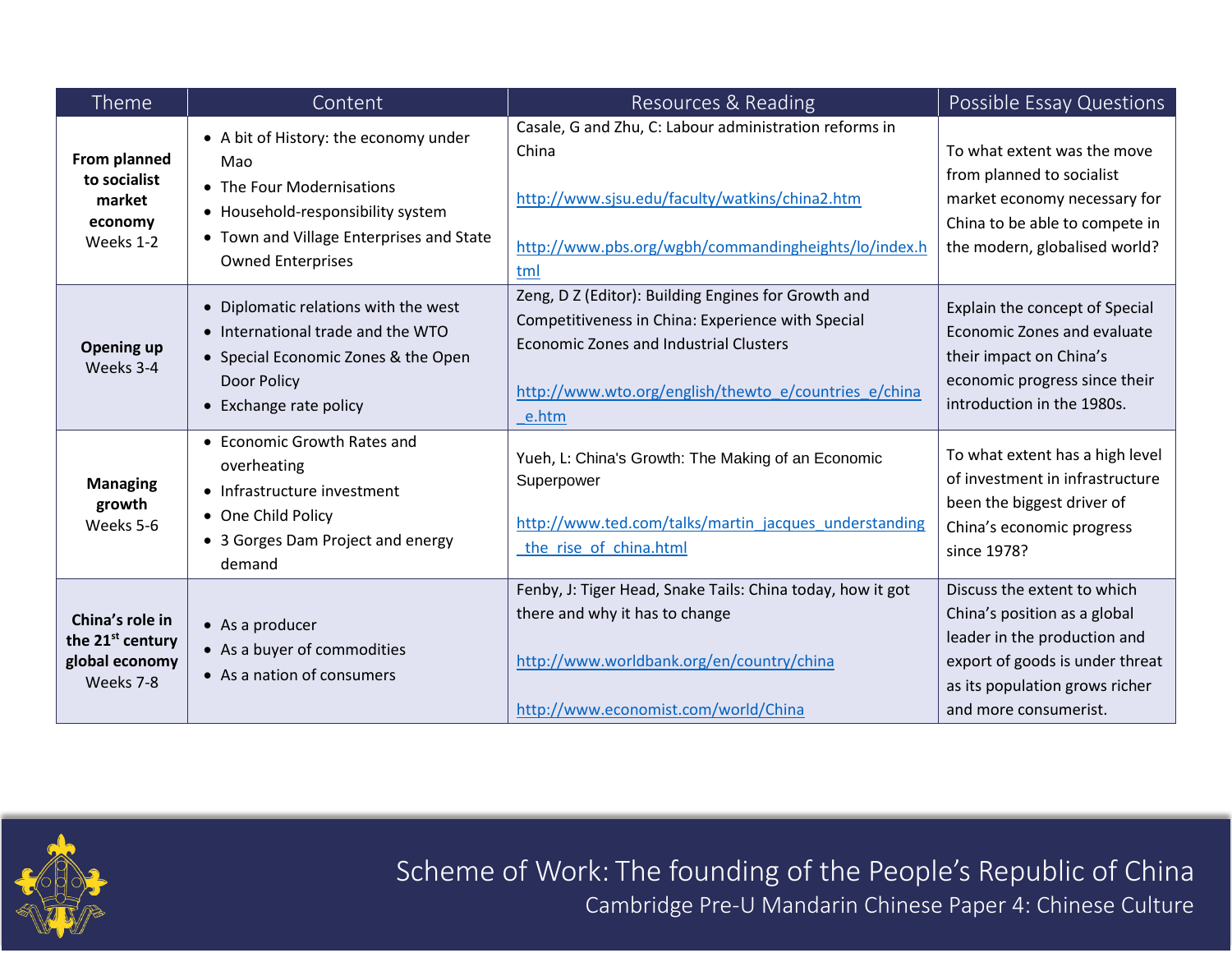# Scheme of Work: The founding of the People's Republic of China

## Cambridge Pre-U Mandarin Chinese Paper 4: Chinese Culture

| Theme | Content | Resources & Reading | Possible Essay Questions |
|---|---|---|---|
| **From planned to socialist market economy** Weeks 1-2 | • A bit of History: the economy under Mao<br>• The Four Modernisations<br>• Household-responsibility system<br>• Town and Village Enterprises and State Owned Enterprises | Casale, G and Zhu, C: Labour administration reforms in China<br><br>http://www.sjsu.edu/faculty/watkins/china2.htm<br><br>http://www.pbs.org/wgbh/commandingheights/lo/index.html | To what extent was the move from planned to socialist market economy necessary for China to be able to compete in the modern, globalised world? |
| **Opening up** Weeks 3-4 | • Diplomatic relations with the west<br>• International trade and the WTO<br>• Special Economic Zones & the Open Door Policy<br>• Exchange rate policy | Zeng, D Z (Editor): Building Engines for Growth and Competitiveness in China: Experience with Special Economic Zones and Industrial Clusters<br><br>http://www.wto.org/english/thewto_e/countries_e/china_e.htm | Explain the concept of Special Economic Zones and evaluate their impact on China's economic progress since their introduction in the 1980s. |
| **Managing growth** Weeks 5-6 | • Economic Growth Rates and overheating<br>• Infrastructure investment<br>• One Child Policy<br>• 3 Gorges Dam Project and energy demand | Yueh, L: China's Growth: The Making of an Economic Superpower<br><br>http://www.ted.com/talks/martin_jacques_understanding_the_rise_of_china.html | To what extent has a high level of investment in infrastructure been the biggest driver of China's economic progress since 1978? |
| **China's role in the 21st century global economy** Weeks 7-8 | • As a producer<br>• As a buyer of commodities<br>• As a nation of consumers | Fenby, J: Tiger Head, Snake Tails: China today, how it got there and why it has to change<br><br>http://www.worldbank.org/en/country/china<br><br>http://www.economist.com/world/China | Discuss the extent to which China's position as a global leader in the production and export of goods is under threat as its population grows richer and more consumerist. |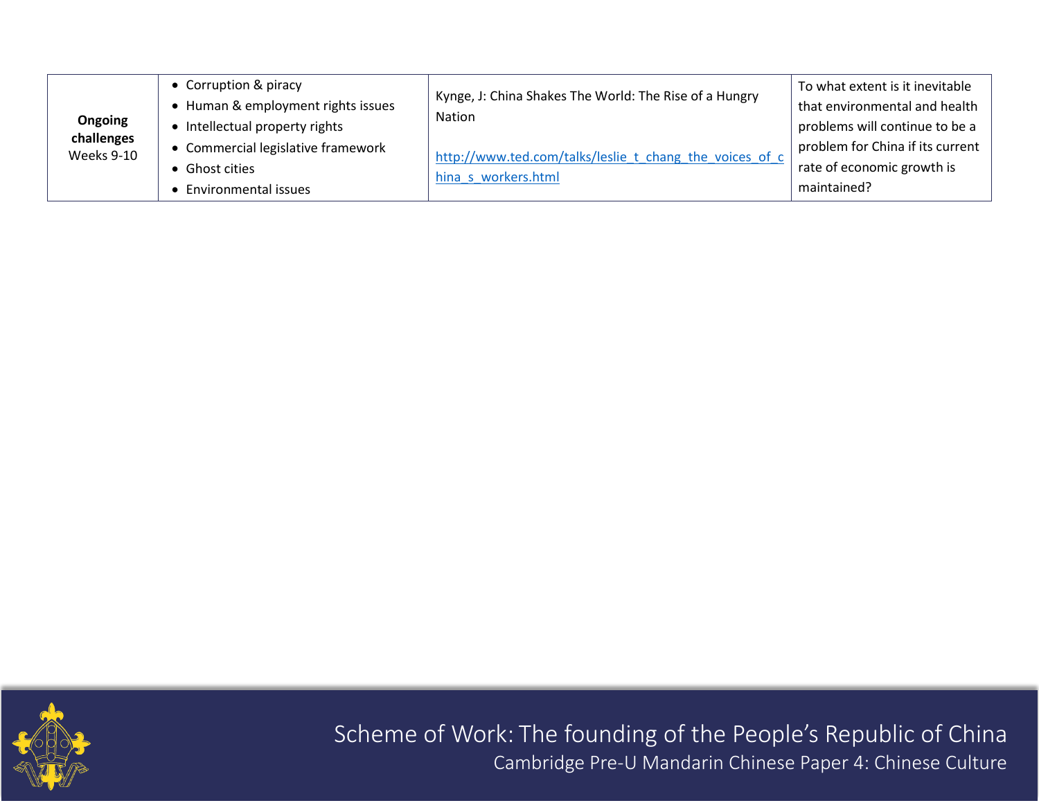| | | | |
|---|---|---|---|
| **Ongoing challenges** Weeks 9-10 | • Corruption & piracy<br>• Human & employment rights issues<br>• Intellectual property rights<br>• Commercial legislative framework<br>• Ghost cities<br>• Environmental issues | Kynge, J: China Shakes The World: The Rise of a Hungry Nation<br><br>http://www.ted.com/talks/leslie_t_chang_the_voices_of_china_s_workers.html | To what extent is it inevitable that environmental and health problems will continue to be a problem for China if its current rate of economic growth is maintained? |